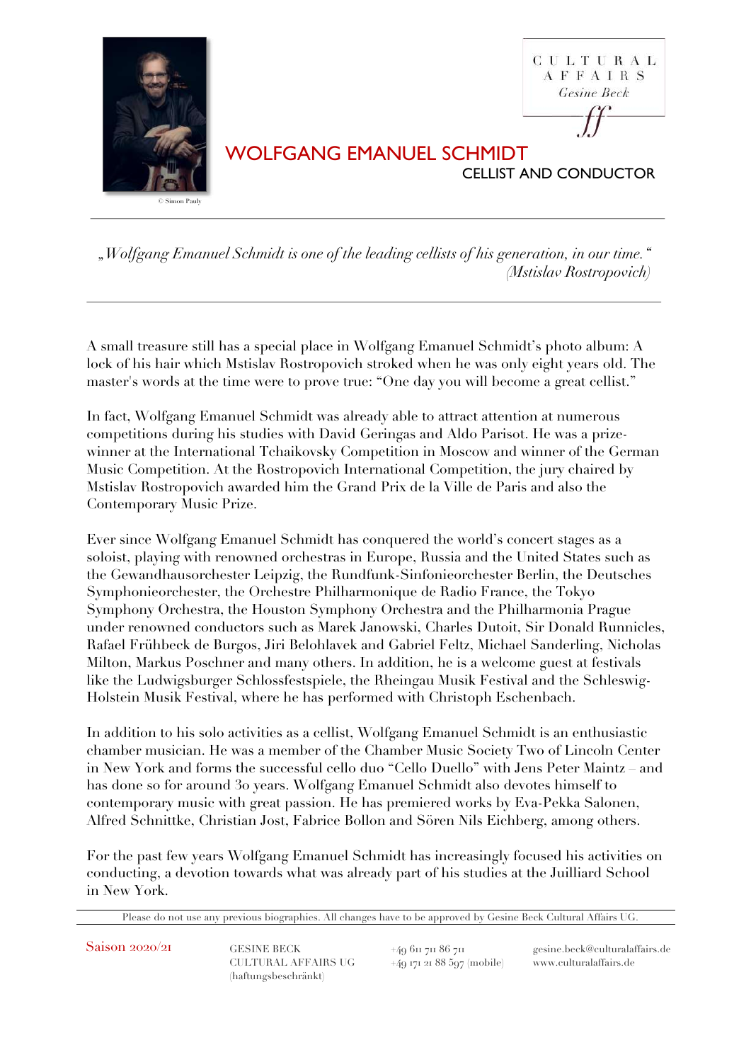CULTURAL AFFAIRS
*Gesine Beck*

© Simon Pauly

# WOLFGANG EMANUEL SCHMIDT

## CELLIST AND CONDUCTOR

---

*„Wolfgang Emanuel Schmidt is one of the leading cellists of his generation, in our time."*
*(Mstislav Rostropovich)*

---

A small treasure still has a special place in Wolfgang Emanuel Schmidt's photo album: A lock of his hair which Mstislav Rostropovich stroked when he was only eight years old. The master's words at the time were to prove true: "One day you will become a great cellist."

In fact, Wolfgang Emanuel Schmidt was already able to attract attention at numerous competitions during his studies with David Geringas and Aldo Parisot. He was a prize-winner at the International Tchaikovsky Competition in Moscow and winner of the German Music Competition. At the Rostropovich International Competition, the jury chaired by Mstislav Rostropovich awarded him the Grand Prix de la Ville de Paris and also the Contemporary Music Prize.

Ever since Wolfgang Emanuel Schmidt has conquered the world's concert stages as a soloist, playing with renowned orchestras in Europe, Russia and the United States such as the Gewandhausorchester Leipzig, the Rundfunk-Sinfonieorchester Berlin, the Deutsches Symphonieorchester, the Orchestre Philharmonique de Radio France, the Tokyo Symphony Orchestra, the Houston Symphony Orchestra and the Philharmonia Prague under renowned conductors such as Marek Janowski, Charles Dutoit, Sir Donald Runnicles, Rafael Frühbeck de Burgos, Jiri Belohlavek and Gabriel Feltz, Michael Sanderling, Nicholas Milton, Markus Poschner and many others. In addition, he is a welcome guest at festivals like the Ludwigsburger Schlossfestspiele, the Rheingau Musik Festival and the Schleswig-Holstein Musik Festival, where he has performed with Christoph Eschenbach.

In addition to his solo activities as a cellist, Wolfgang Emanuel Schmidt is an enthusiastic chamber musician. He was a member of the Chamber Music Society Two of Lincoln Center in New York and forms the successful cello duo "Cello Duello" with Jens Peter Maintz – and has done so for around 30 years. Wolfgang Emanuel Schmidt also devotes himself to contemporary music with great passion. He has premiered works by Esa-Pekka Salonen, Alfred Schnittke, Christian Jost, Fabrice Bollon and Sören Nils Eichberg, among others.

For the past few years Wolfgang Emanuel Schmidt has increasingly focused his activities on conducting, a devotion towards what was already part of his studies at the Juilliard School in New York.

---

Please do not use any previous biographies. All changes have to be approved by Gesine Beck Cultural Affairs UG.

Saison 2020/21

GESINE BECK
CULTURAL AFFAIRS UG
(haftungsbeschränkt)

+49 611 711 86 711
+49 171 21 88 597 (mobile)

gesine.beck@culturalaffairs.de
www.culturalaffairs.de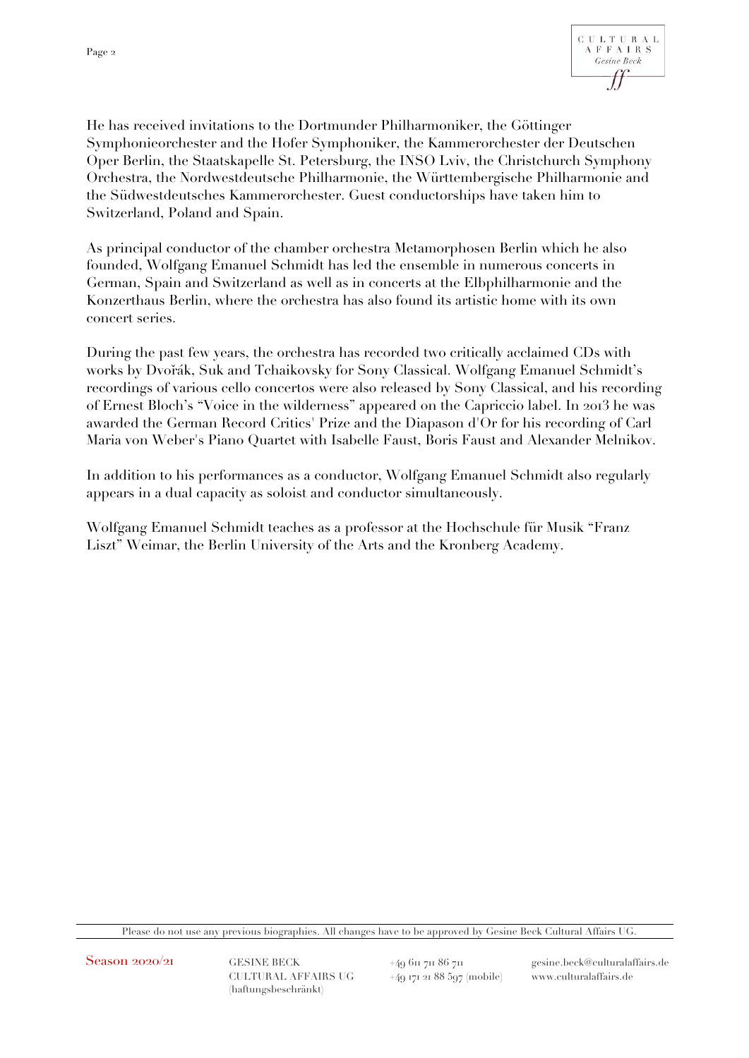He has received invitations to the Dortmunder Philharmoniker, the Göttinger Symphonieorchester and the Hofer Symphoniker, the Kammerorchester der Deutschen Oper Berlin, the Staatskapelle St. Petersburg, the INSO Lviv, the Christchurch Symphony Orchestra, the Nordwestdeutsche Philharmonie, the Württembergische Philharmonie and the Südwestdeutsches Kammerorchester. Guest conductorships have taken him to Switzerland, Poland and Spain.

As principal conductor of the chamber orchestra Metamorphosen Berlin which he also founded, Wolfgang Emanuel Schmidt has led the ensemble in numerous concerts in German, Spain and Switzerland as well as in concerts at the Elbphilharmonie and the Konzerthaus Berlin, where the orchestra has also found its artistic home with its own concert series.

During the past few years, the orchestra has recorded two critically acclaimed CDs with works by Dvořák, Suk and Tchaikovsky for Sony Classical. Wolfgang Emanuel Schmidt's recordings of various cello concertos were also released by Sony Classical, and his recording of Ernest Bloch's "Voice in the wilderness" appeared on the Capriccio label. In 2013 he was awarded the German Record Critics' Prize and the Diapason d'Or for his recording of Carl Maria von Weber's Piano Quartet with Isabelle Faust, Boris Faust and Alexander Melnikov.

In addition to his performances as a conductor, Wolfgang Emanuel Schmidt also regularly appears in a dual capacity as soloist and conductor simultaneously.

Wolfgang Emanuel Schmidt teaches as a professor at the Hochschule für Musik "Franz Liszt" Weimar, the Berlin University of the Arts and the Kronberg Academy.

Please do not use any previous biographies. All changes have to be approved by Gesine Beck Cultural Affairs UG.

Season 2020/21

GESINE BECK
CULTURAL AFFAIRS UG
(haftungsbeschränkt)

+49 611 711 86 711
+49 171 21 88 597 (mobile)

gesine.beck@culturalaffairs.de
www.culturalaffairs.de